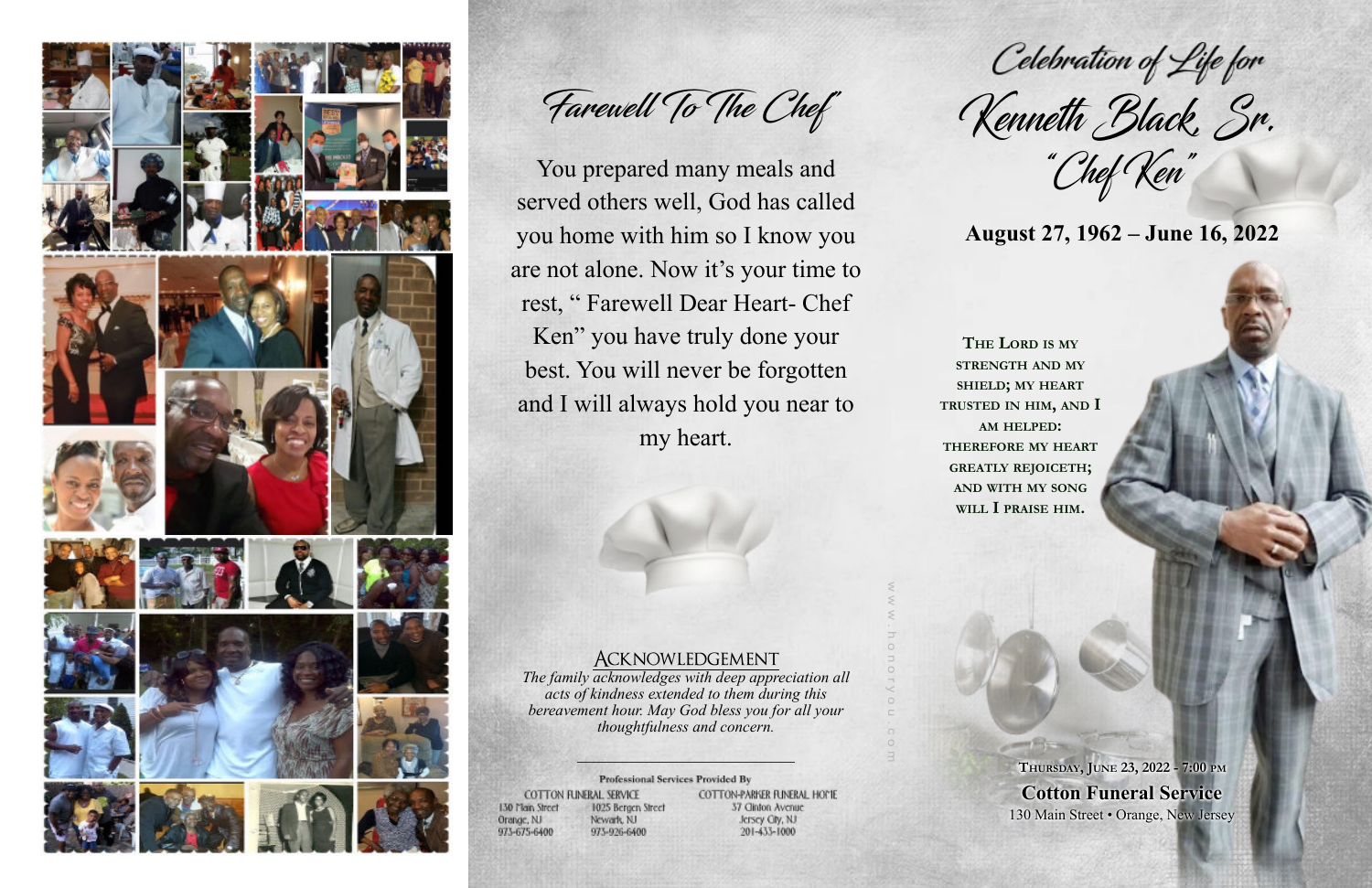## Farewell To The Chef

You prepared many meals and served others well, God has called you home with him so I know you are not alone. Now it's your time to rest, " Farewell Dear Heart- Chef Ken" you have truly done your best. You will never be forgotten and I will always hold you near to my heart.

### Acknowledgement

*The family acknowledges with deep appreciation all acts of kindness extended to them during this bereavement hour. May God bless you for all your thoughtfulness and concern.*

**Professional Services Provided By**

COTTON FUNERAL SERVICE
130 Main Street
Orange, NJ
973-675-6400

1025 Bergen Street
Newark, NJ
973-926-6400

COTTON-PARKER FUNERAL HOME
37 Clinton Avenue
Jersey City, NJ
201-433-1000

www.honoryou.com

# Celebration of Life for Kenneth Black, Sr. "Chef Ken"

**August 27, 1962 – June 16, 2022**

THE LORD IS MY STRENGTH AND MY SHIELD; MY HEART TRUSTED IN HIM, AND I AM HELPED: THEREFORE MY HEART GREATLY REJOICETH; AND WITH MY SONG WILL I PRAISE HIM.

THURSDAY, JUNE 23, 2022 - 7:00 PM

**Cotton Funeral Service**

130 Main Street • Orange, New Jersey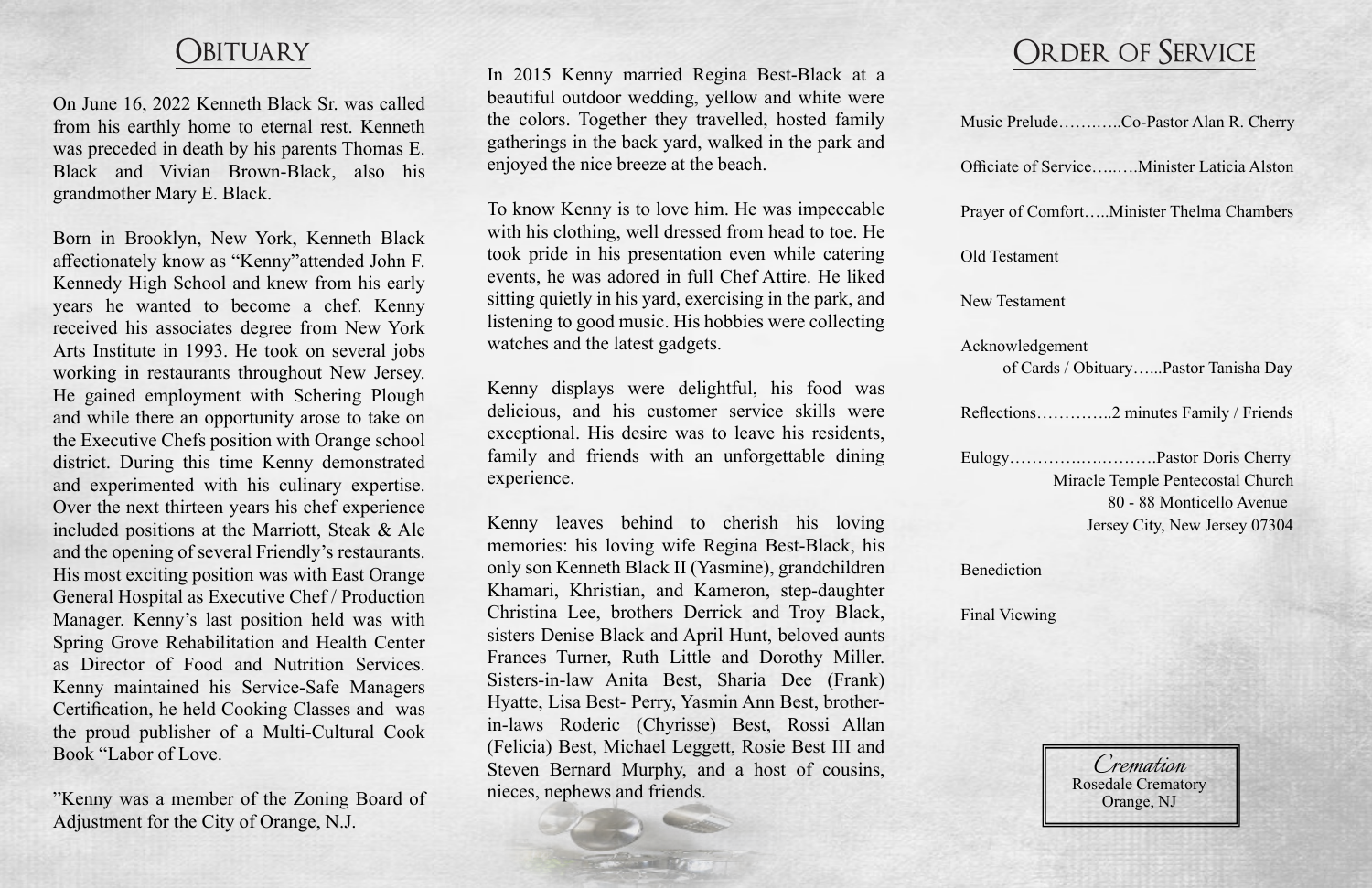# Obituary

On June 16, 2022 Kenneth Black Sr. was called from his earthly home to eternal rest. Kenneth was preceded in death by his parents Thomas E. Black and Vivian Brown-Black, also his grandmother Mary E. Black.

Born in Brooklyn, New York, Kenneth Black affectionately know as "Kenny"attended John F. Kennedy High School and knew from his early years he wanted to become a chef. Kenny received his associates degree from New York Arts Institute in 1993. He took on several jobs working in restaurants throughout New Jersey. He gained employment with Schering Plough and while there an opportunity arose to take on the Executive Chefs position with Orange school district. During this time Kenny demonstrated and experimented with his culinary expertise. Over the next thirteen years his chef experience included positions at the Marriott, Steak & Ale and the opening of several Friendly's restaurants. His most exciting position was with East Orange General Hospital as Executive Chef / Production Manager. Kenny's last position held was with Spring Grove Rehabilitation and Health Center as Director of Food and Nutrition Services. Kenny maintained his Service-Safe Managers Certification, he held Cooking Classes and was the proud publisher of a Multi-Cultural Cook Book "Labor of Love.

"Kenny was a member of the Zoning Board of Adjustment for the City of Orange, N.J.

In 2015 Kenny married Regina Best-Black at a beautiful outdoor wedding, yellow and white were the colors. Together they travelled, hosted family gatherings in the back yard, walked in the park and enjoyed the nice breeze at the beach.

To know Kenny is to love him. He was impeccable with his clothing, well dressed from head to toe. He took pride in his presentation even while catering events, he was adored in full Chef Attire. He liked sitting quietly in his yard, exercising in the park, and listening to good music. His hobbies were collecting watches and the latest gadgets.

Kenny displays were delightful, his food was delicious, and his customer service skills were exceptional. His desire was to leave his residents, family and friends with an unforgettable dining experience.

Kenny leaves behind to cherish his loving memories: his loving wife Regina Best-Black, his only son Kenneth Black II (Yasmine), grandchildren Khamari, Khristian, and Kameron, step-daughter Christina Lee, brothers Derrick and Troy Black, sisters Denise Black and April Hunt, beloved aunts Frances Turner, Ruth Little and Dorothy Miller. Sisters-in-law Anita Best, Sharia Dee (Frank) Hyatte, Lisa Best- Perry, Yasmin Ann Best, brother-in-laws Roderic (Chyrisse) Best, Rossi Allan (Felicia) Best, Michael Leggett, Rosie Best III and Steven Bernard Murphy, and a host of cousins, nieces, nephews and friends.

# Order of Service

Music Prelude………..Co-Pastor Alan R. Cherry

Officiate of Service…..….Minister Laticia Alston

Prayer of Comfort…..Minister Thelma Chambers

Old Testament

New Testament

Acknowledgement
of Cards / Obituary…...Pastor Tanisha Day

Reflections…………..2 minutes Family / Friends

Eulogy……………………….Pastor Doris Cherry
Miracle Temple Pentecostal Church
80 - 88 Monticello Avenue
Jersey City, New Jersey 07304

Benediction

Final Viewing

*Cremation*
Rosedale Crematory
Orange, NJ